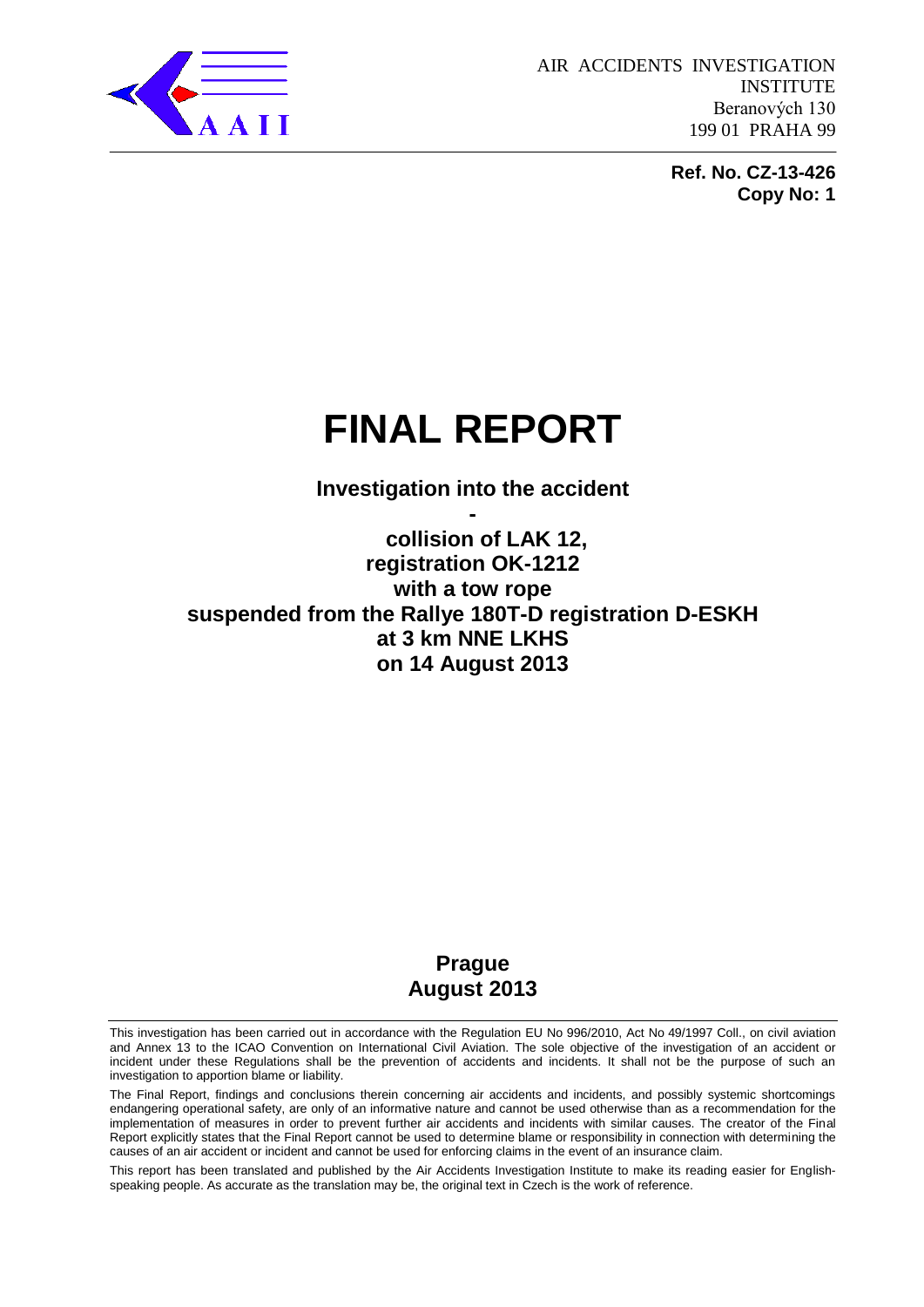AIR ACCIDENTS INVESTIGATION INSTITUTE
Beranových 130
199 01 PRAHA 99

**Ref. No. CZ-13-426**
**Copy No: 1**

# FINAL REPORT

**Investigation into the accident**
**-**
**collision of LAK 12, registration OK-1212 with a tow rope suspended from the Rallye 180T-D registration D-ESKH at 3 km NNE LKHS on 14 August 2013**

**Prague**
**August 2013**

This investigation has been carried out in accordance with the Regulation EU No 996/2010, Act No 49/1997 Coll., on civil aviation and Annex 13 to the ICAO Convention on International Civil Aviation. The sole objective of the investigation of an accident or incident under these Regulations shall be the prevention of accidents and incidents. It shall not be the purpose of such an investigation to apportion blame or liability.

The Final Report, findings and conclusions therein concerning air accidents and incidents, and possibly systemic shortcomings endangering operational safety, are only of an informative nature and cannot be used otherwise than as a recommendation for the implementation of measures in order to prevent further air accidents and incidents with similar causes. The creator of the Final Report explicitly states that the Final Report cannot be used to determine blame or responsibility in connection with determining the causes of an air accident or incident and cannot be used for enforcing claims in the event of an insurance claim.

This report has been translated and published by the Air Accidents Investigation Institute to make its reading easier for English-speaking people. As accurate as the translation may be, the original text in Czech is the work of reference.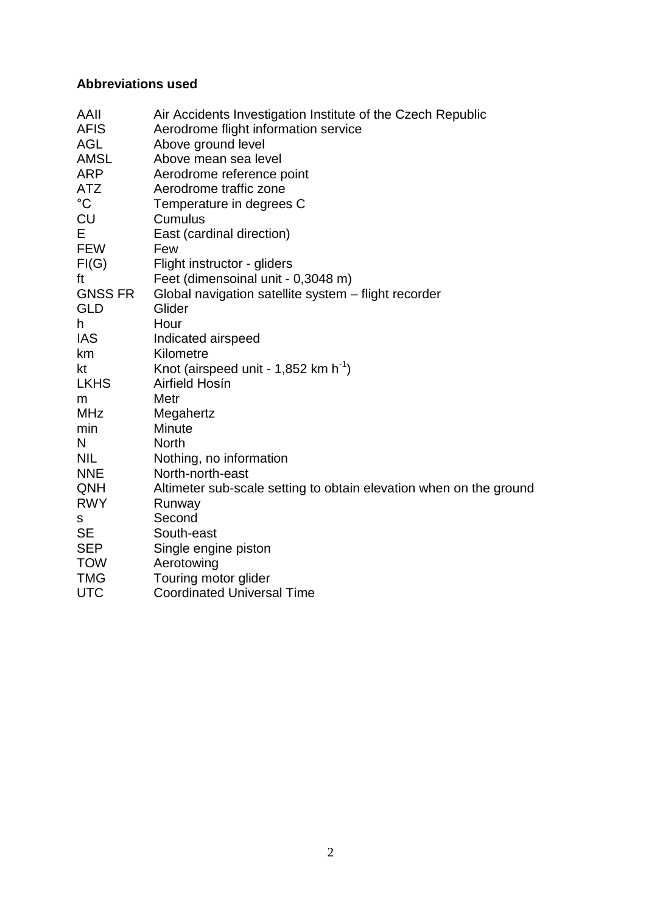**Abbreviations used**

| | |
|---|---|
| AAII | Air Accidents Investigation Institute of the Czech Republic |
| AFIS | Aerodrome flight information service |
| AGL | Above ground level |
| AMSL | Above mean sea level |
| ARP | Aerodrome reference point |
| ATZ | Aerodrome traffic zone |
| °C | Temperature in degrees C |
| CU | Cumulus |
| E | East (cardinal direction) |
| FEW | Few |
| FI(G) | Flight instructor - gliders |
| ft | Feet (dimensoinal unit - 0,3048 m) |
| GNSS FR | Global navigation satellite system – flight recorder |
| GLD | Glider |
| h | Hour |
| IAS | Indicated airspeed |
| km | Kilometre |
| kt | Knot (airspeed unit - 1,852 km $h^{-1}$) |
| LKHS | Airfield Hosín |
| m | Metr |
| MHz | Megahertz |
| min | Minute |
| N | North |
| NIL | Nothing, no information |
| NNE | North-north-east |
| QNH | Altimeter sub-scale setting to obtain elevation when on the ground |
| RWY | Runway |
| s | Second |
| SE | South-east |
| SEP | Single engine piston |
| TOW | Aerotowing |
| TMG | Touring motor glider |
| UTC | Coordinated Universal Time |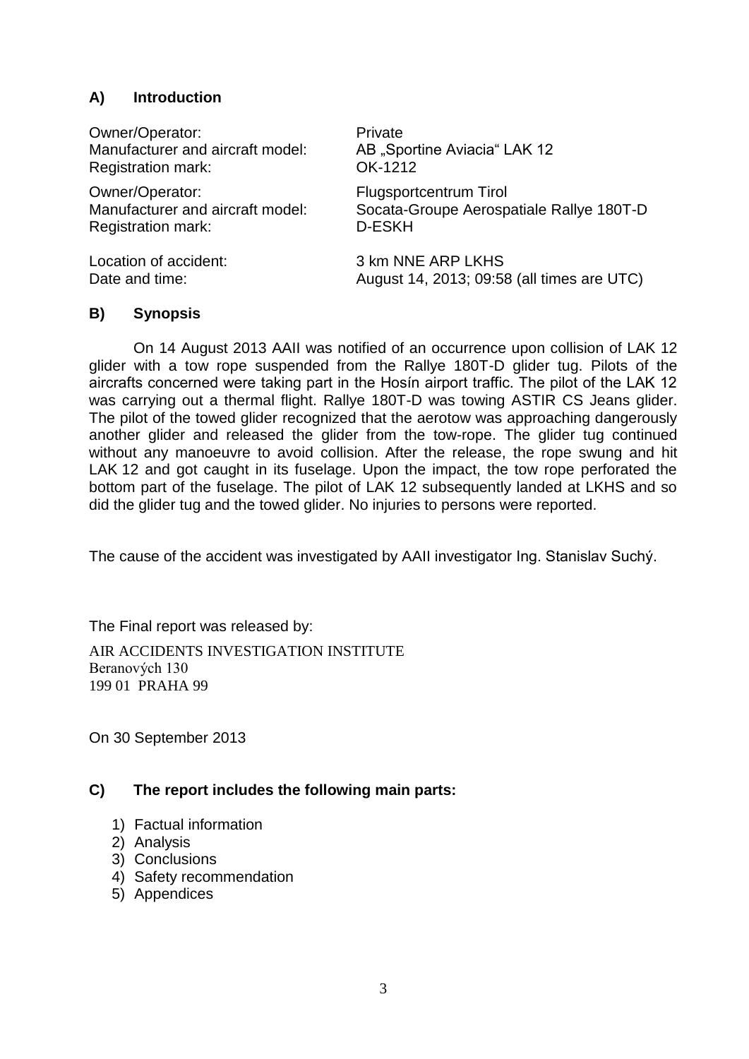## A) Introduction

Owner/Operator: Private
Manufacturer and aircraft model: AB „Sportine Aviacia" LAK 12
Registration mark: OK-1212

Owner/Operator: Flugsportcentrum Tirol
Manufacturer and aircraft model: Socata-Groupe Aerospatiale Rallye 180T-D
Registration mark: D-ESKH

Location of accident: 3 km NNE ARP LKHS
Date and time: August 14, 2013; 09:58 (all times are UTC)

## B) Synopsis

On 14 August 2013 AAII was notified of an occurrence upon collision of LAK 12 glider with a tow rope suspended from the Rallye 180T-D glider tug. Pilots of the aircrafts concerned were taking part in the Hosín airport traffic. The pilot of the LAK 12 was carrying out a thermal flight. Rallye 180T-D was towing ASTIR CS Jeans glider. The pilot of the towed glider recognized that the aerotow was approaching dangerously another glider and released the glider from the tow-rope. The glider tug continued without any manoeuvre to avoid collision. After the release, the rope swung and hit LAK 12 and got caught in its fuselage. Upon the impact, the tow rope perforated the bottom part of the fuselage. The pilot of LAK 12 subsequently landed at LKHS and so did the glider tug and the towed glider. No injuries to persons were reported.

The cause of the accident was investigated by AAII investigator Ing. Stanislav Suchý.

The Final report was released by:

AIR ACCIDENTS INVESTIGATION INSTITUTE
Beranových 130
199 01 PRAHA 99

On 30 September 2013

## C) The report includes the following main parts:

1) Factual information
2) Analysis
3) Conclusions
4) Safety recommendation
5) Appendices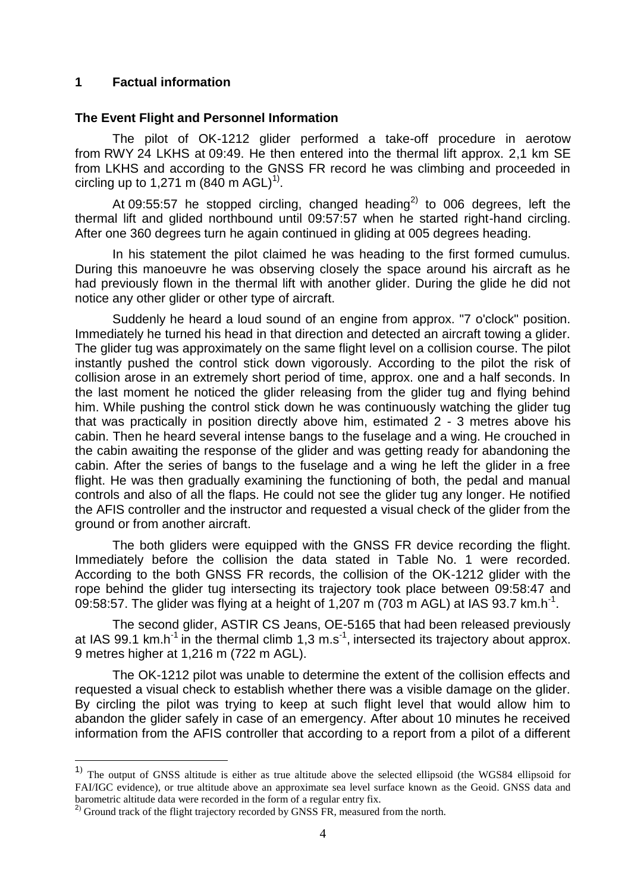## 1 Factual information

### The Event Flight and Personnel Information

The pilot of OK-1212 glider performed a take-off procedure in aerotow from RWY 24 LKHS at 09:49. He then entered into the thermal lift approx. 2,1 km SE from LKHS and according to the GNSS FR record he was climbing and proceeded in circling up to 1,271 m (840 m AGL)[1].

At 09:55:57 he stopped circling, changed heading[2] to 006 degrees, left the thermal lift and glided northbound until 09:57:57 when he started right-hand circling. After one 360 degrees turn he again continued in gliding at 005 degrees heading.

In his statement the pilot claimed he was heading to the first formed cumulus. During this manoeuvre he was observing closely the space around his aircraft as he had previously flown in the thermal lift with another glider. During the glide he did not notice any other glider or other type of aircraft.

Suddenly he heard a loud sound of an engine from approx. "7 o'clock" position. Immediately he turned his head in that direction and detected an aircraft towing a glider. The glider tug was approximately on the same flight level on a collision course. The pilot instantly pushed the control stick down vigorously. According to the pilot the risk of collision arose in an extremely short period of time, approx. one and a half seconds. In the last moment he noticed the glider releasing from the glider tug and flying behind him. While pushing the control stick down he was continuously watching the glider tug that was practically in position directly above him, estimated 2 - 3 metres above his cabin. Then he heard several intense bangs to the fuselage and a wing. He crouched in the cabin awaiting the response of the glider and was getting ready for abandoning the cabin. After the series of bangs to the fuselage and a wing he left the glider in a free flight. He was then gradually examining the functioning of both, the pedal and manual controls and also of all the flaps. He could not see the glider tug any longer. He notified the AFIS controller and the instructor and requested a visual check of the glider from the ground or from another aircraft.

The both gliders were equipped with the GNSS FR device recording the flight. Immediately before the collision the data stated in Table No. 1 were recorded. According to the both GNSS FR records, the collision of the OK-1212 glider with the rope behind the glider tug intersecting its trajectory took place between 09:58:47 and 09:58:57. The glider was flying at a height of 1,207 m (703 m AGL) at IAS 93.7 km.h$^{-1}$.

The second glider, ASTIR CS Jeans, OE-5165 that had been released previously at IAS 99.1 km.h$^{-1}$ in the thermal climb 1,3 m.s$^{-1}$, intersected its trajectory about approx. 9 metres higher at 1,216 m (722 m AGL).

The OK-1212 pilot was unable to determine the extent of the collision effects and requested a visual check to establish whether there was a visible damage on the glider. By circling the pilot was trying to keep at such flight level that would allow him to abandon the glider safely in case of an emergency. After about 10 minutes he received information from the AFIS controller that according to a report from a pilot of a different

---

[1] The output of GNSS altitude is either as true altitude above the selected ellipsoid (the WGS84 ellipsoid for FAI/IGC evidence), or true altitude above an approximate sea level surface known as the Geoid. GNSS data and barometric altitude data were recorded in the form of a regular entry fix.

[2] Ground track of the flight trajectory recorded by GNSS FR, measured from the north.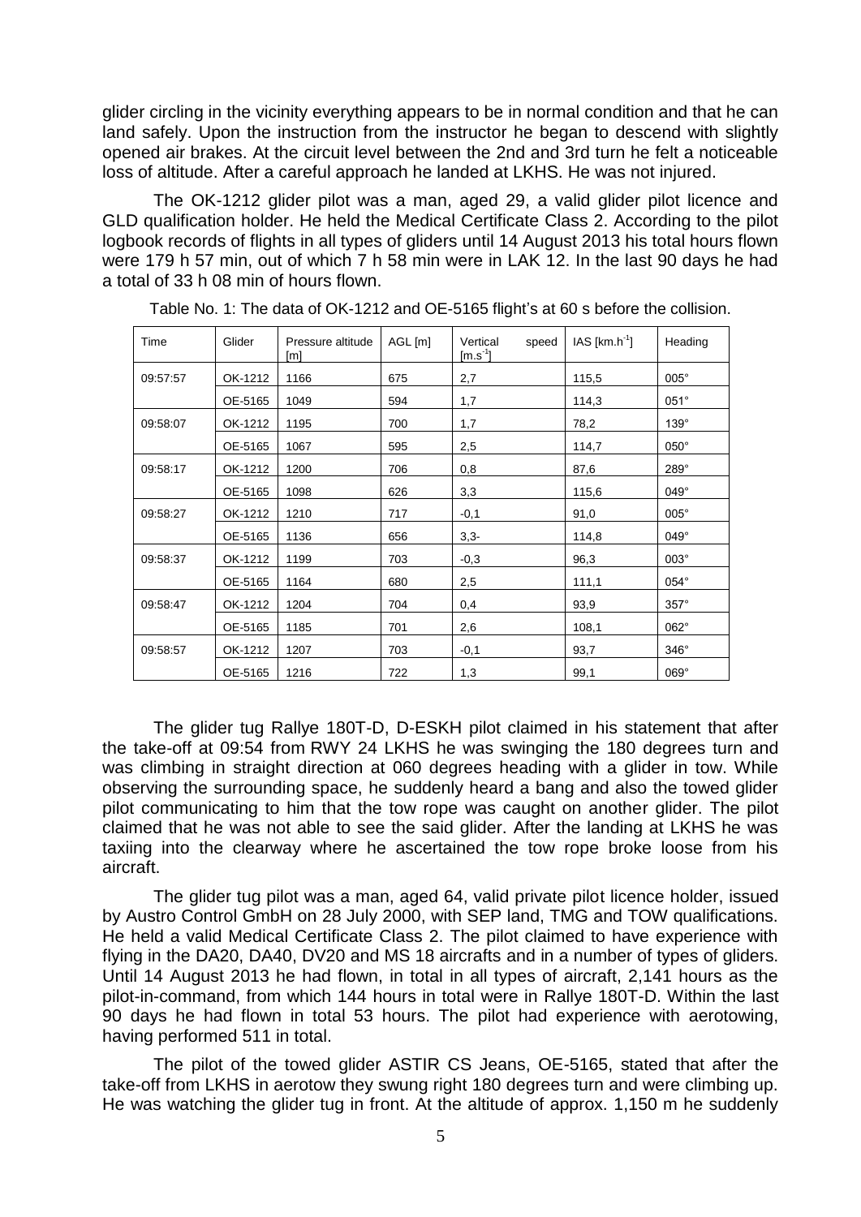glider circling in the vicinity everything appears to be in normal condition and that he can land safely. Upon the instruction from the instructor he began to descend with slightly opened air brakes. At the circuit level between the 2nd and 3rd turn he felt a noticeable loss of altitude. After a careful approach he landed at LKHS. He was not injured.

The OK-1212 glider pilot was a man, aged 29, a valid glider pilot licence and GLD qualification holder. He held the Medical Certificate Class 2. According to the pilot logbook records of flights in all types of gliders until 14 August 2013 his total hours flown were 179 h 57 min, out of which 7 h 58 min were in LAK 12. In the last 90 days he had a total of 33 h 08 min of hours flown.

Table No. 1: The data of OK-1212 and OE-5165 flight's at 60 s before the collision.

| Time | Glider | Pressure altitude [m] | AGL [m] | Vertical speed [$m.s^{-1}$] | IAS [$km.h^{-1}$] | Heading |
|---|---|---|---|---|---|---|
| 09:57:57 | OK-1212 | 1166 | 675 | 2,7 | 115,5 | 005° |
| | OE-5165 | 1049 | 594 | 1,7 | 114,3 | 051° |
| 09:58:07 | OK-1212 | 1195 | 700 | 1,7 | 78,2 | 139° |
| | OE-5165 | 1067 | 595 | 2,5 | 114,7 | 050° |
| 09:58:17 | OK-1212 | 1200 | 706 | 0,8 | 87,6 | 289° |
| | OE-5165 | 1098 | 626 | 3,3 | 115,6 | 049° |
| 09:58:27 | OK-1212 | 1210 | 717 | -0,1 | 91,0 | 005° |
| | OE-5165 | 1136 | 656 | 3,3- | 114,8 | 049° |
| 09:58:37 | OK-1212 | 1199 | 703 | -0,3 | 96,3 | 003° |
| | OE-5165 | 1164 | 680 | 2,5 | 111,1 | 054° |
| 09:58:47 | OK-1212 | 1204 | 704 | 0,4 | 93,9 | 357° |
| | OE-5165 | 1185 | 701 | 2,6 | 108,1 | 062° |
| 09:58:57 | OK-1212 | 1207 | 703 | -0,1 | 93,7 | 346° |
| | OE-5165 | 1216 | 722 | 1,3 | 99,1 | 069° |

The glider tug Rallye 180T-D, D-ESKH pilot claimed in his statement that after the take-off at 09:54 from RWY 24 LKHS he was swinging the 180 degrees turn and was climbing in straight direction at 060 degrees heading with a glider in tow. While observing the surrounding space, he suddenly heard a bang and also the towed glider pilot communicating to him that the tow rope was caught on another glider. The pilot claimed that he was not able to see the said glider. After the landing at LKHS he was taxiing into the clearway where he ascertained the tow rope broke loose from his aircraft.

The glider tug pilot was a man, aged 64, valid private pilot licence holder, issued by Austro Control GmbH on 28 July 2000, with SEP land, TMG and TOW qualifications. He held a valid Medical Certificate Class 2. The pilot claimed to have experience with flying in the DA20, DA40, DV20 and MS 18 aircrafts and in a number of types of gliders. Until 14 August 2013 he had flown, in total in all types of aircraft, 2,141 hours as the pilot-in-command, from which 144 hours in total were in Rallye 180T-D. Within the last 90 days he had flown in total 53 hours. The pilot had experience with aerotowing, having performed 511 in total.

The pilot of the towed glider ASTIR CS Jeans, OE-5165, stated that after the take-off from LKHS in aerotow they swung right 180 degrees turn and were climbing up. He was watching the glider tug in front. At the altitude of approx. 1,150 m he suddenly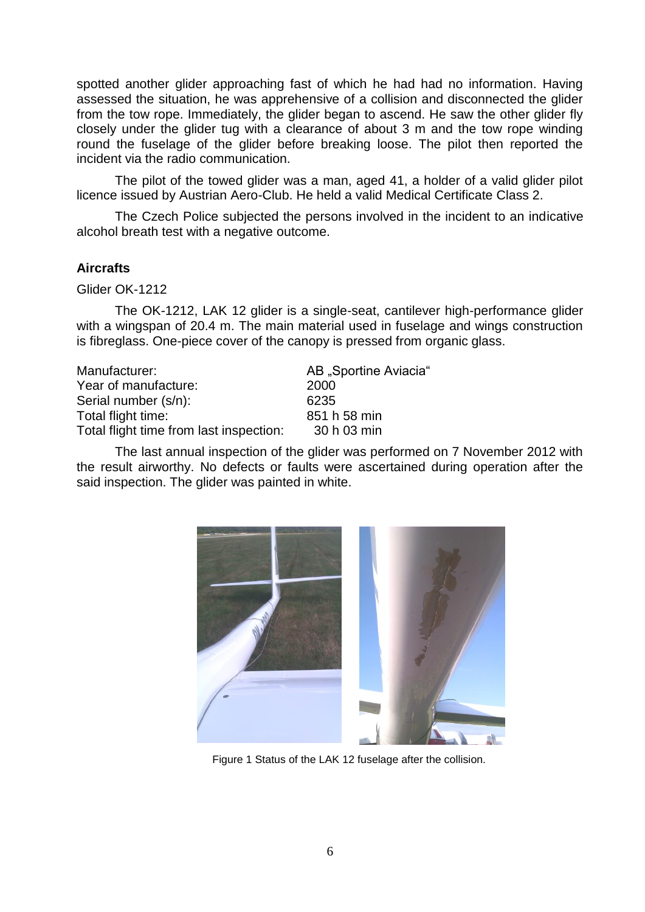spotted another glider approaching fast of which he had had no information. Having assessed the situation, he was apprehensive of a collision and disconnected the glider from the tow rope. Immediately, the glider began to ascend. He saw the other glider fly closely under the glider tug with a clearance of about 3 m and the tow rope winding round the fuselage of the glider before breaking loose. The pilot then reported the incident via the radio communication.

The pilot of the towed glider was a man, aged 41, a holder of a valid glider pilot licence issued by Austrian Aero-Club. He held a valid Medical Certificate Class 2.

The Czech Police subjected the persons involved in the incident to an indicative alcohol breath test with a negative outcome.

### Aircrafts

Glider OK-1212

The OK-1212, LAK 12 glider is a single-seat, cantilever high-performance glider with a wingspan of 20.4 m. The main material used in fuselage and wings construction is fibreglass. One-piece cover of the canopy is pressed from organic glass.

| | |
|---|---|
| Manufacturer: | AB „Sportine Aviacia" |
| Year of manufacture: | 2000 |
| Serial number (s/n): | 6235 |
| Total flight time: | 851 h 58 min |
| Total flight time from last inspection: | 30 h 03 min |

The last annual inspection of the glider was performed on 7 November 2012 with the result airworthy. No defects or faults were ascertained during operation after the said inspection. The glider was painted in white.

Figure 1 Status of the LAK 12 fuselage after the collision.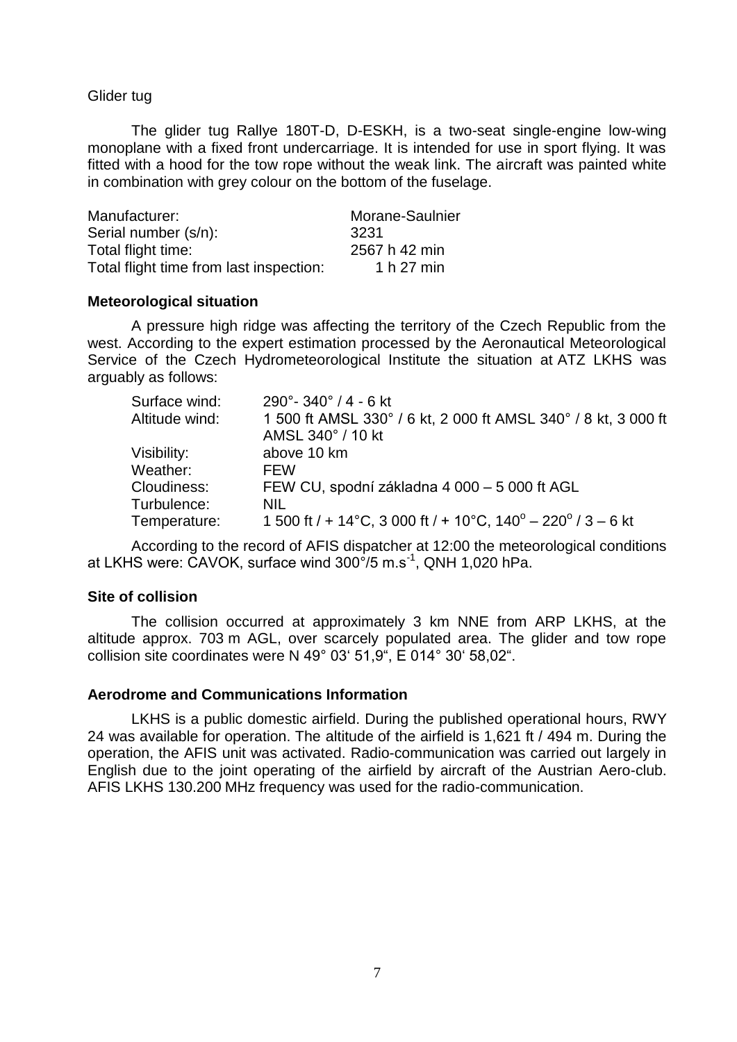Glider tug

The glider tug Rallye 180T-D, D-ESKH, is a two-seat single-engine low-wing monoplane with a fixed front undercarriage. It is intended for use in sport flying. It was fitted with a hood for the tow rope without the weak link. The aircraft was painted white in combination with grey colour on the bottom of the fuselage.

| | |
|---|---|
| Manufacturer: | Morane-Saulnier |
| Serial number (s/n): | 3231 |
| Total flight time: | 2567 h 42 min |
| Total flight time from last inspection: | 1 h 27 min |

**Meteorological situation**

A pressure high ridge was affecting the territory of the Czech Republic from the west. According to the expert estimation processed by the Aeronautical Meteorological Service of the Czech Hydrometeorological Institute the situation at ATZ LKHS was arguably as follows:

| | |
|---|---|
| Surface wind: | 290°- 340° / 4 - 6 kt |
| Altitude wind: | 1 500 ft AMSL 330° / 6 kt, 2 000 ft AMSL 340° / 8 kt, 3 000 ft AMSL 340° / 10 kt |
| Visibility: | above 10 km |
| Weather: | FEW |
| Cloudiness: | FEW CU, spodní základna 4 000 – 5 000 ft AGL |
| Turbulence: | NIL |
| Temperature: | 1 500 ft / + 14°C, 3 000 ft / + 10°C, 140° – 220° / 3 – 6 kt |

According to the record of AFIS dispatcher at 12:00 the meteorological conditions at LKHS were: CAVOK, surface wind 300°/5 m.s$^{-1}$, QNH 1,020 hPa.

**Site of collision**

The collision occurred at approximately 3 km NNE from ARP LKHS, at the altitude approx. 703 m AGL, over scarcely populated area. The glider and tow rope collision site coordinates were N 49° 03‘ 51,9“, E 014° 30‘ 58,02“.

**Aerodrome and Communications Information**

LKHS is a public domestic airfield. During the published operational hours, RWY 24 was available for operation. The altitude of the airfield is 1,621 ft / 494 m. During the operation, the AFIS unit was activated. Radio-communication was carried out largely in English due to the joint operating of the airfield by aircraft of the Austrian Aero-club. AFIS LKHS 130.200 MHz frequency was used for the radio-communication.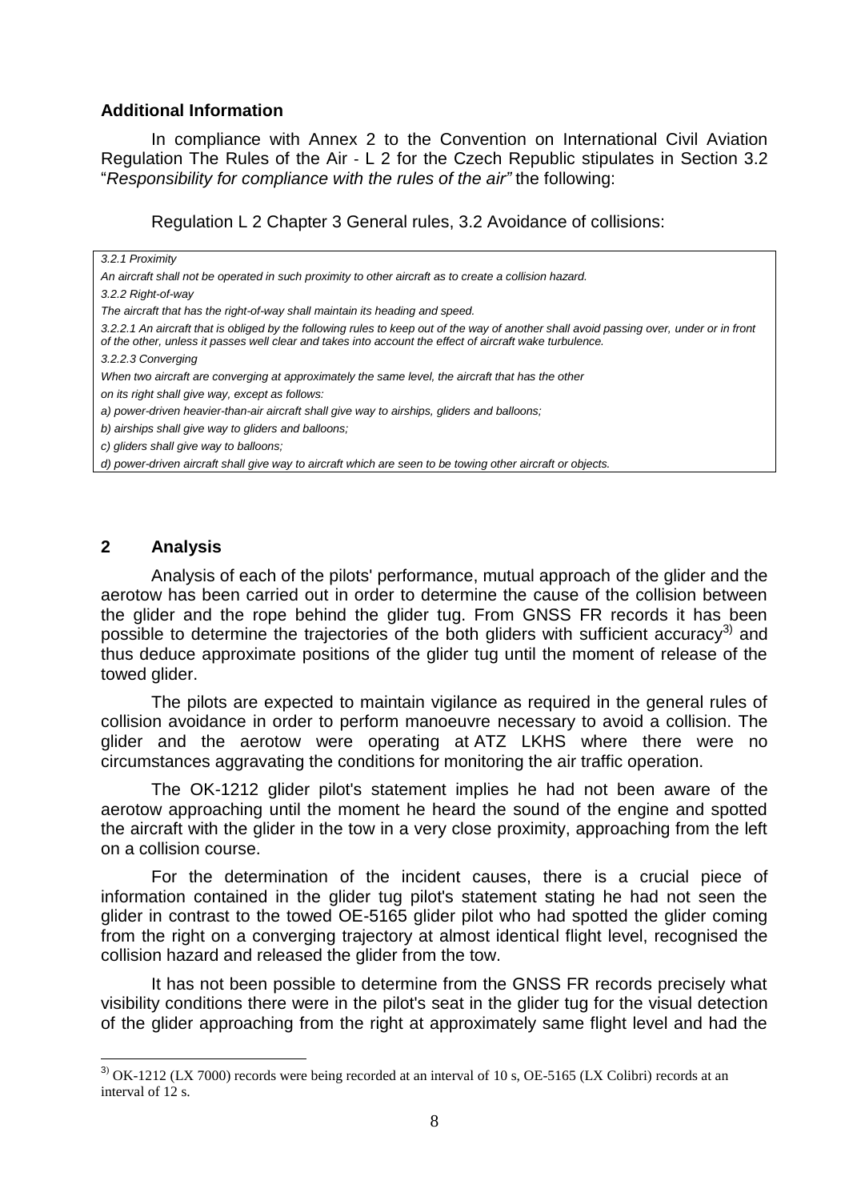### Additional Information

In compliance with Annex 2 to the Convention on International Civil Aviation Regulation The Rules of the Air - L 2 for the Czech Republic stipulates in Section 3.2 "*Responsibility for compliance with the rules of the air*" the following:

Regulation L 2 Chapter 3 General rules, 3.2 Avoidance of collisions:

> *3.2.1 Proximity*
>
> *An aircraft shall not be operated in such proximity to other aircraft as to create a collision hazard.*
>
> *3.2.2 Right-of-way*
>
> *The aircraft that has the right-of-way shall maintain its heading and speed.*
>
> *3.2.2.1 An aircraft that is obliged by the following rules to keep out of the way of another shall avoid passing over, under or in front of the other, unless it passes well clear and takes into account the effect of aircraft wake turbulence.*
>
> *3.2.2.3 Converging*
>
> *When two aircraft are converging at approximately the same level, the aircraft that has the other on its right shall give way, except as follows:*
>
> *a) power-driven heavier-than-air aircraft shall give way to airships, gliders and balloons;*
>
> *b) airships shall give way to gliders and balloons;*
>
> *c) gliders shall give way to balloons;*
>
> *d) power-driven aircraft shall give way to aircraft which are seen to be towing other aircraft or objects.*

## 2 Analysis

Analysis of each of the pilots' performance, mutual approach of the glider and the aerotow has been carried out in order to determine the cause of the collision between the glider and the rope behind the glider tug. From GNSS FR records it has been possible to determine the trajectories of the both gliders with sufficient accuracy[3] and thus deduce approximate positions of the glider tug until the moment of release of the towed glider.

The pilots are expected to maintain vigilance as required in the general rules of collision avoidance in order to perform manoeuvre necessary to avoid a collision. The glider and the aerotow were operating at ATZ LKHS where there were no circumstances aggravating the conditions for monitoring the air traffic operation.

The OK-1212 glider pilot's statement implies he had not been aware of the aerotow approaching until the moment he heard the sound of the engine and spotted the aircraft with the glider in the tow in a very close proximity, approaching from the left on a collision course.

For the determination of the incident causes, there is a crucial piece of information contained in the glider tug pilot's statement stating he had not seen the glider in contrast to the towed OE-5165 glider pilot who had spotted the glider coming from the right on a converging trajectory at almost identical flight level, recognised the collision hazard and released the glider from the tow.

It has not been possible to determine from the GNSS FR records precisely what visibility conditions there were in the pilot's seat in the glider tug for the visual detection of the glider approaching from the right at approximately same flight level and had the

[3] OK-1212 (LX 7000) records were being recorded at an interval of 10 s, OE-5165 (LX Colibri) records at an interval of 12 s.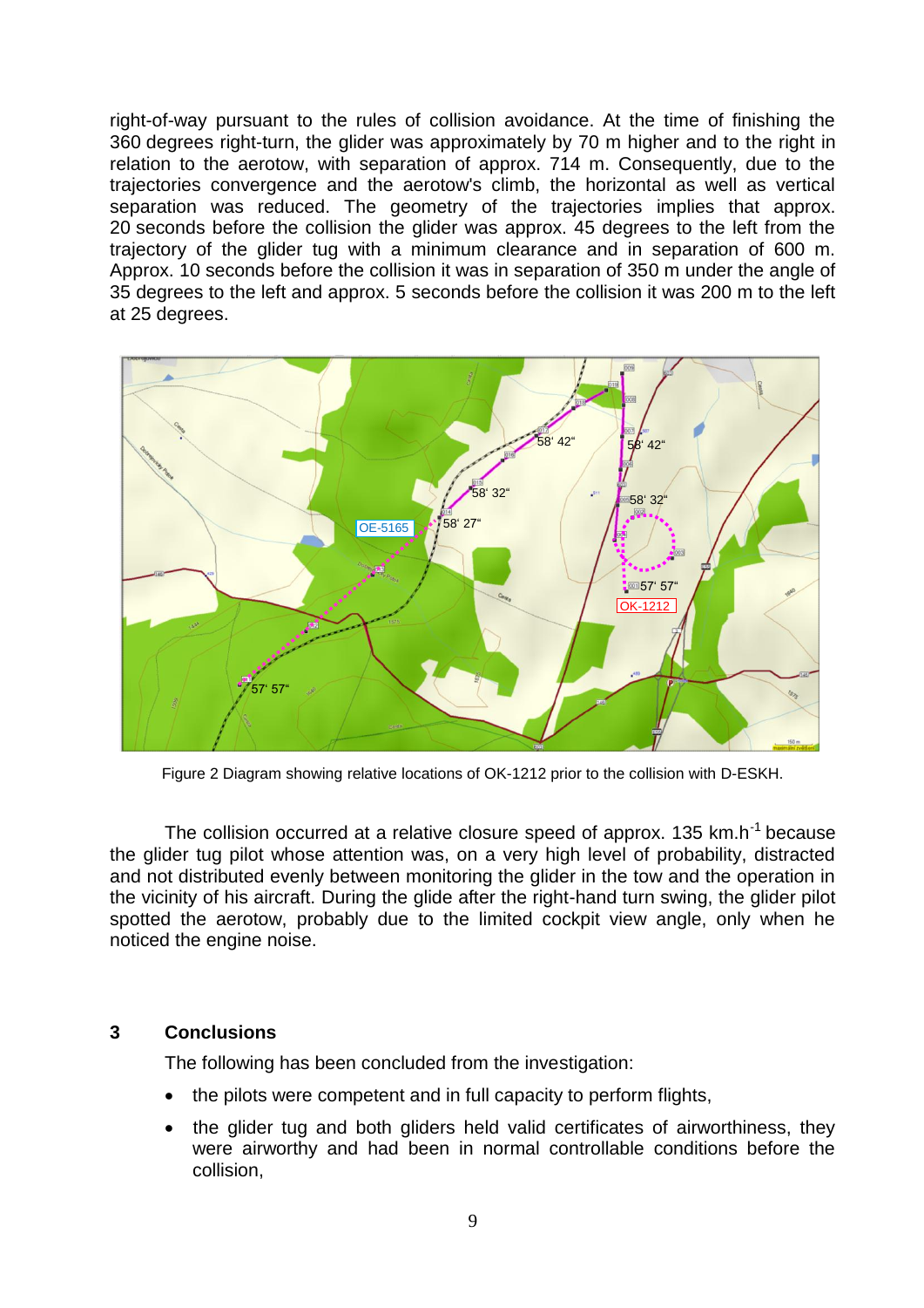right-of-way pursuant to the rules of collision avoidance. At the time of finishing the 360 degrees right-turn, the glider was approximately by 70 m higher and to the right in relation to the aerotow, with separation of approx. 714 m. Consequently, due to the trajectories convergence and the aerotow's climb, the horizontal as well as vertical separation was reduced. The geometry of the trajectories implies that approx. 20 seconds before the collision the glider was approx. 45 degrees to the left from the trajectory of the glider tug with a minimum clearance and in separation of 600 m. Approx. 10 seconds before the collision it was in separation of 350 m under the angle of 35 degrees to the left and approx. 5 seconds before the collision it was 200 m to the left at 25 degrees.

Figure 2 Diagram showing relative locations of OK-1212 prior to the collision with D-ESKH.

The collision occurred at a relative closure speed of approx. 135 km.h$^{-1}$ because the glider tug pilot whose attention was, on a very high level of probability, distracted and not distributed evenly between monitoring the glider in the tow and the operation in the vicinity of his aircraft. During the glide after the right-hand turn swing, the glider pilot spotted the aerotow, probably due to the limited cockpit view angle, only when he noticed the engine noise.

## 3 Conclusions

The following has been concluded from the investigation:

- the pilots were competent and in full capacity to perform flights,
- the glider tug and both gliders held valid certificates of airworthiness, they were airworthy and had been in normal controllable conditions before the collision,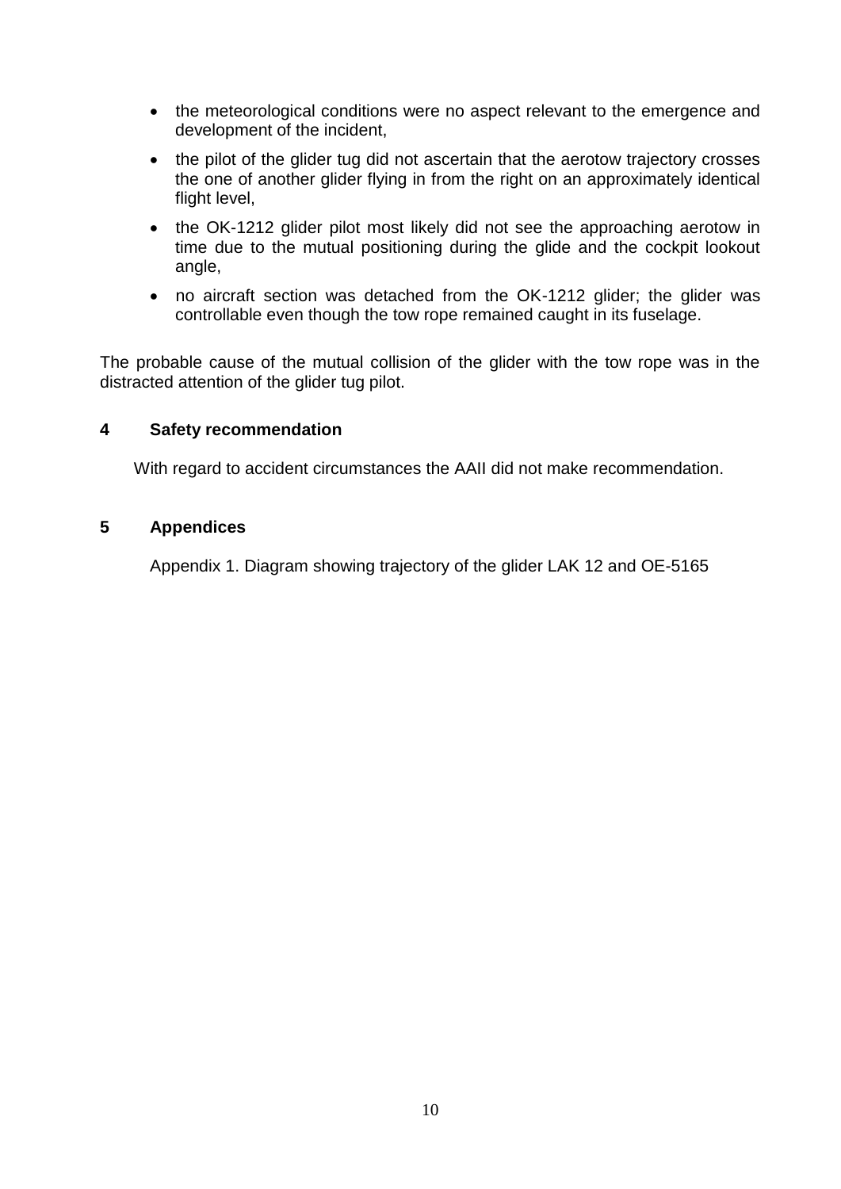- the meteorological conditions were no aspect relevant to the emergence and development of the incident,
- the pilot of the glider tug did not ascertain that the aerotow trajectory crosses the one of another glider flying in from the right on an approximately identical flight level,
- the OK-1212 glider pilot most likely did not see the approaching aerotow in time due to the mutual positioning during the glide and the cockpit lookout angle,
- no aircraft section was detached from the OK-1212 glider; the glider was controllable even though the tow rope remained caught in its fuselage.

The probable cause of the mutual collision of the glider with the tow rope was in the distracted attention of the glider tug pilot.

## 4 Safety recommendation

With regard to accident circumstances the AAII did not make recommendation.

## 5 Appendices

Appendix 1. Diagram showing trajectory of the glider LAK 12 and OE-5165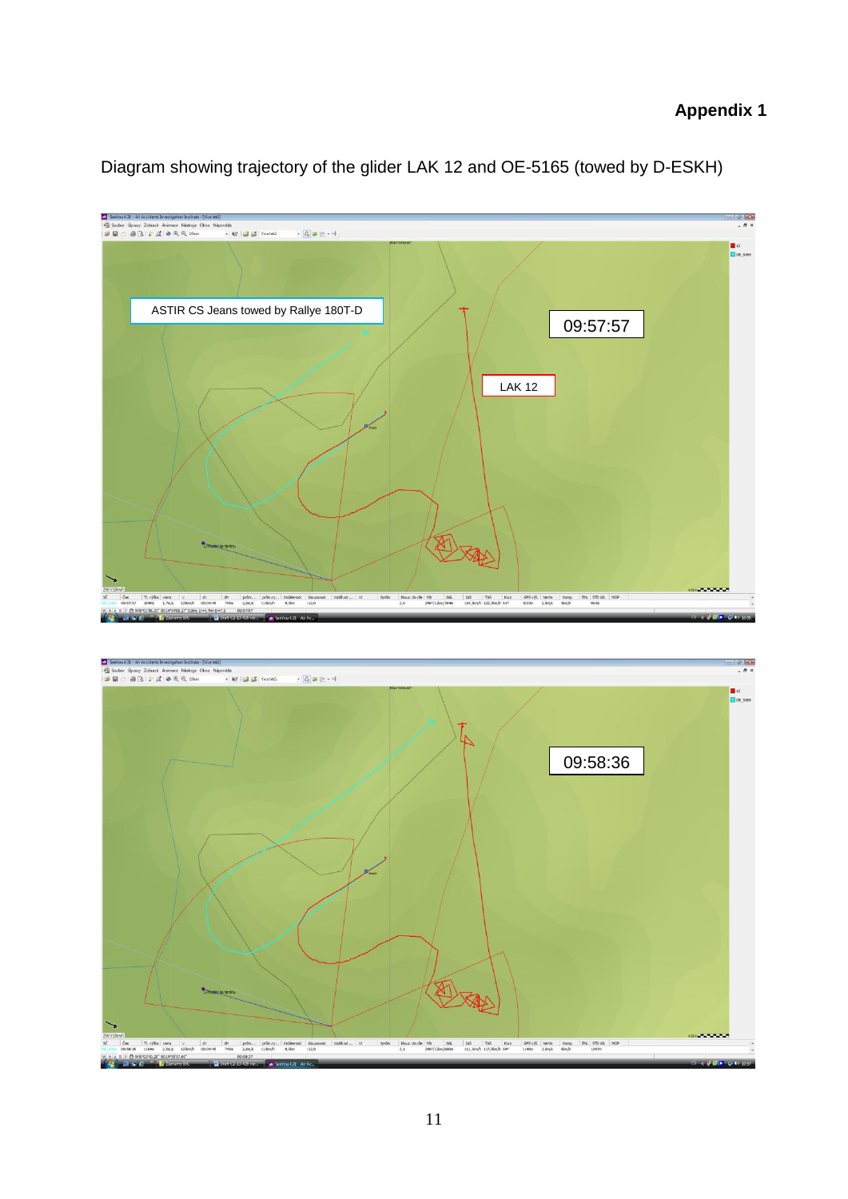**Appendix 1**

Diagram showing trajectory of the glider LAK 12 and OE-5165 (towed by D-ESKH)

ASTIR CS Jeans towed by Rallye 180T-D

09:57:57

LAK 12

09:58:36